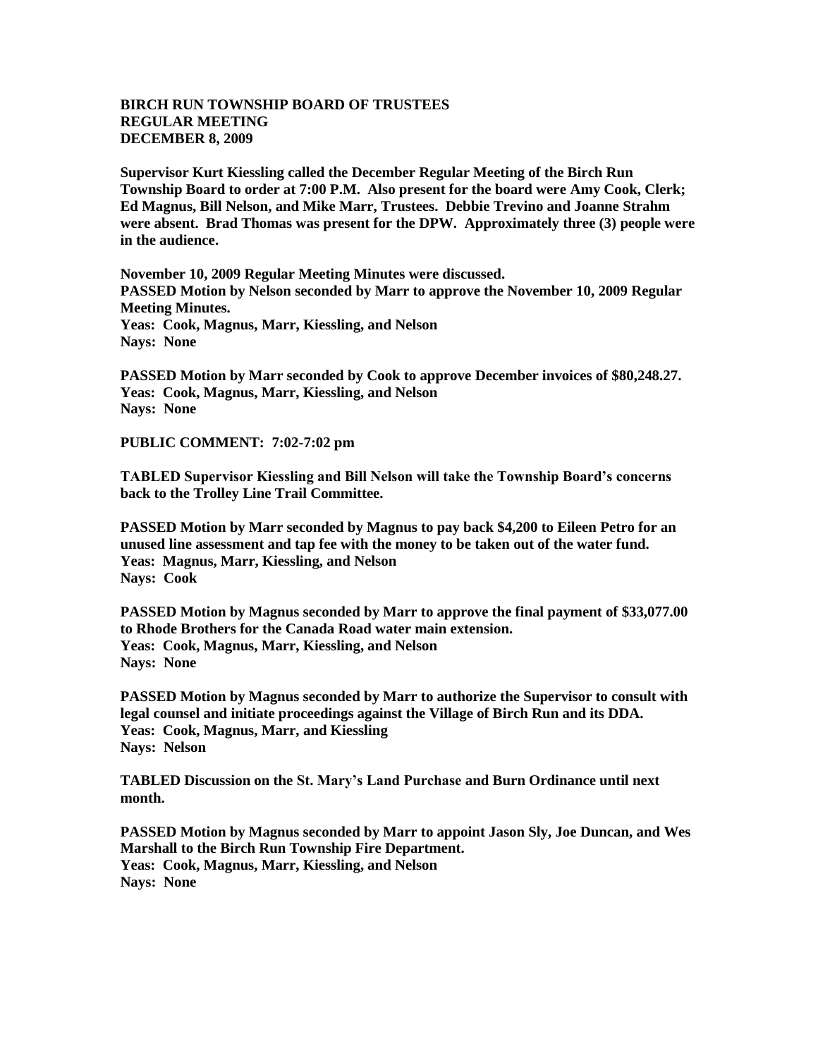**BIRCH RUN TOWNSHIP BOARD OF TRUSTEES**
**REGULAR MEETING**
**DECEMBER 8, 2009**

**Supervisor Kurt Kiessling called the December Regular Meeting of the Birch Run Township Board to order at 7:00 P.M. Also present for the board were Amy Cook, Clerk; Ed Magnus, Bill Nelson, and Mike Marr, Trustees. Debbie Trevino and Joanne Strahm were absent. Brad Thomas was present for the DPW. Approximately three (3) people were in the audience.**

**November 10, 2009 Regular Meeting Minutes were discussed.**
**PASSED Motion by Nelson seconded by Marr to approve the November 10, 2009 Regular Meeting Minutes.**
**Yeas: Cook, Magnus, Marr, Kiessling, and Nelson**
**Nays: None**

**PASSED Motion by Marr seconded by Cook to approve December invoices of $80,248.27.**
**Yeas: Cook, Magnus, Marr, Kiessling, and Nelson**
**Nays: None**

**PUBLIC COMMENT: 7:02-7:02 pm**

**TABLED Supervisor Kiessling and Bill Nelson will take the Township Board's concerns back to the Trolley Line Trail Committee.**

**PASSED Motion by Marr seconded by Magnus to pay back $4,200 to Eileen Petro for an unused line assessment and tap fee with the money to be taken out of the water fund.**
**Yeas: Magnus, Marr, Kiessling, and Nelson**
**Nays: Cook**

**PASSED Motion by Magnus seconded by Marr to approve the final payment of $33,077.00 to Rhode Brothers for the Canada Road water main extension.**
**Yeas: Cook, Magnus, Marr, Kiessling, and Nelson**
**Nays: None**

**PASSED Motion by Magnus seconded by Marr to authorize the Supervisor to consult with legal counsel and initiate proceedings against the Village of Birch Run and its DDA.**
**Yeas: Cook, Magnus, Marr, and Kiessling**
**Nays: Nelson**

**TABLED Discussion on the St. Mary's Land Purchase and Burn Ordinance until next month.**

**PASSED Motion by Magnus seconded by Marr to appoint Jason Sly, Joe Duncan, and Wes Marshall to the Birch Run Township Fire Department.**
**Yeas: Cook, Magnus, Marr, Kiessling, and Nelson**
**Nays: None**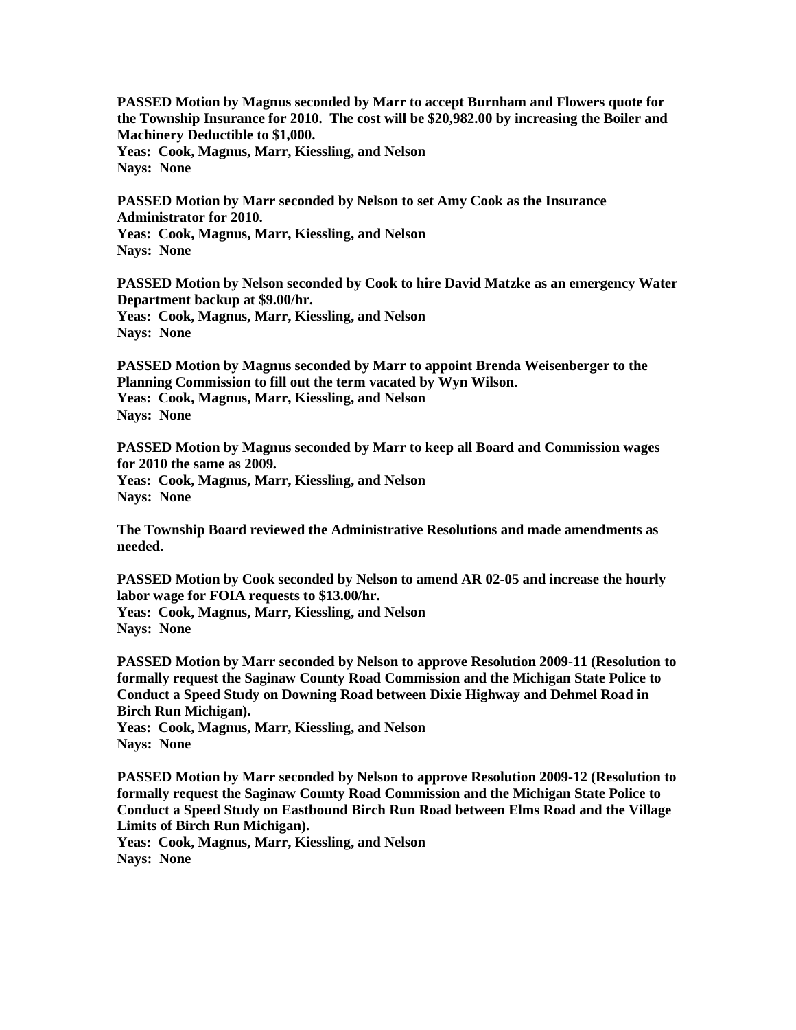**PASSED Motion by Magnus seconded by Marr to accept Burnham and Flowers quote for the Township Insurance for 2010. The cost will be $20,982.00 by increasing the Boiler and Machinery Deductible to $1,000.**
**Yeas: Cook, Magnus, Marr, Kiessling, and Nelson**
**Nays: None**

**PASSED Motion by Marr seconded by Nelson to set Amy Cook as the Insurance Administrator for 2010.**
**Yeas: Cook, Magnus, Marr, Kiessling, and Nelson**
**Nays: None**

**PASSED Motion by Nelson seconded by Cook to hire David Matzke as an emergency Water Department backup at $9.00/hr.**
**Yeas: Cook, Magnus, Marr, Kiessling, and Nelson**
**Nays: None**

**PASSED Motion by Magnus seconded by Marr to appoint Brenda Weisenberger to the Planning Commission to fill out the term vacated by Wyn Wilson.**
**Yeas: Cook, Magnus, Marr, Kiessling, and Nelson**
**Nays: None**

**PASSED Motion by Magnus seconded by Marr to keep all Board and Commission wages for 2010 the same as 2009.**
**Yeas: Cook, Magnus, Marr, Kiessling, and Nelson**
**Nays: None**

**The Township Board reviewed the Administrative Resolutions and made amendments as needed.**

**PASSED Motion by Cook seconded by Nelson to amend AR 02-05 and increase the hourly labor wage for FOIA requests to $13.00/hr.**
**Yeas: Cook, Magnus, Marr, Kiessling, and Nelson**
**Nays: None**

**PASSED Motion by Marr seconded by Nelson to approve Resolution 2009-11 (Resolution to formally request the Saginaw County Road Commission and the Michigan State Police to Conduct a Speed Study on Downing Road between Dixie Highway and Dehmel Road in Birch Run Michigan).**
**Yeas: Cook, Magnus, Marr, Kiessling, and Nelson**
**Nays: None**

**PASSED Motion by Marr seconded by Nelson to approve Resolution 2009-12 (Resolution to formally request the Saginaw County Road Commission and the Michigan State Police to Conduct a Speed Study on Eastbound Birch Run Road between Elms Road and the Village Limits of Birch Run Michigan).**
**Yeas: Cook, Magnus, Marr, Kiessling, and Nelson**
**Nays: None**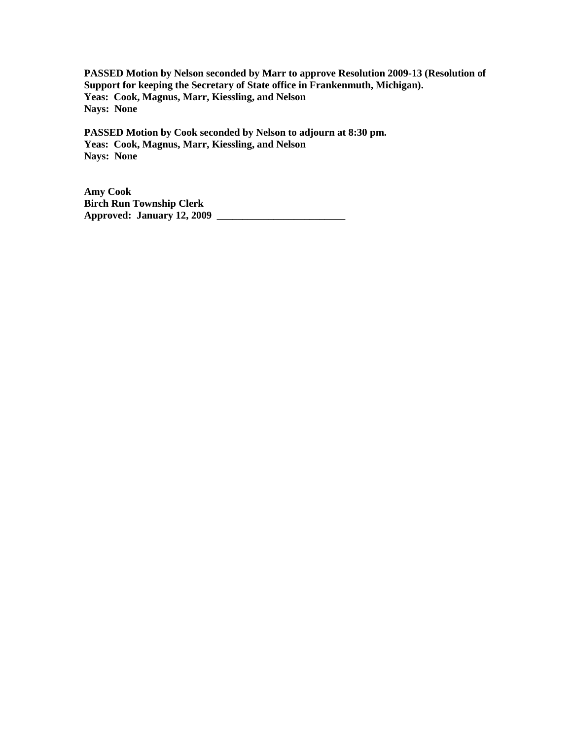**PASSED Motion by Nelson seconded by Marr to approve Resolution 2009-13 (Resolution of Support for keeping the Secretary of State office in Frankenmuth, Michigan).**
**Yeas: Cook, Magnus, Marr, Kiessling, and Nelson**
**Nays: None**

**PASSED Motion by Cook seconded by Nelson to adjourn at 8:30 pm.**
**Yeas: Cook, Magnus, Marr, Kiessling, and Nelson**
**Nays: None**

**Amy Cook**
**Birch Run Township Clerk**
**Approved: January 12, 2009 _________________________**